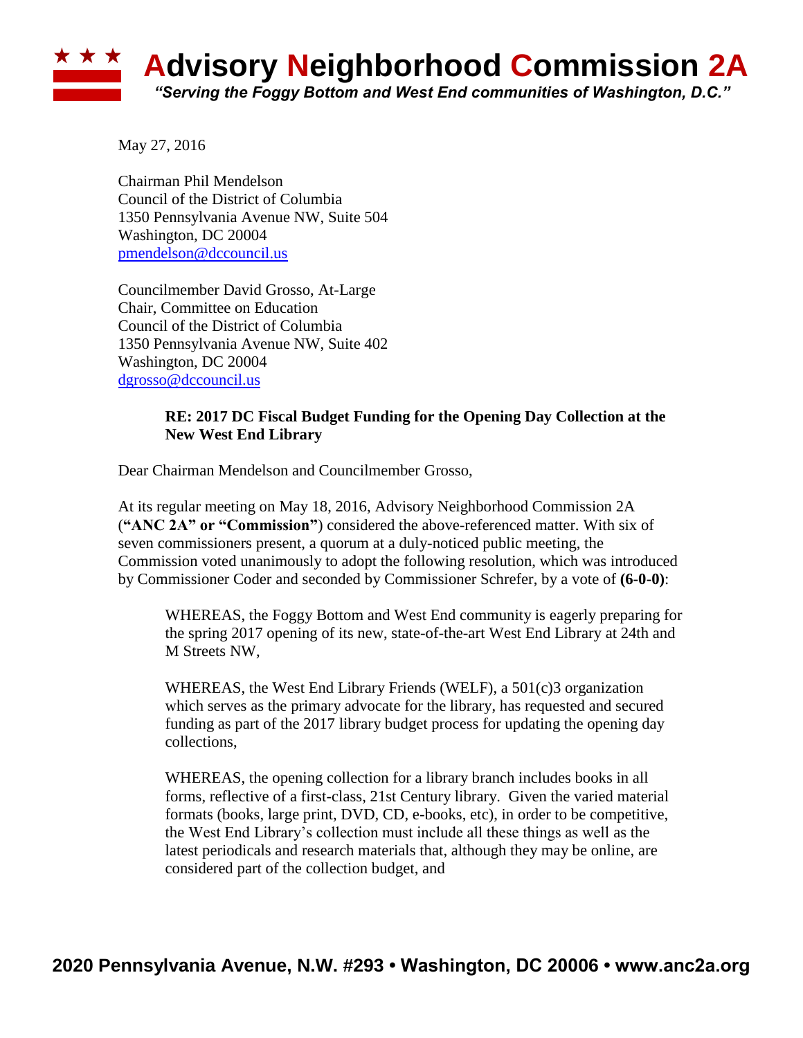# Advisory Neighborhood Commission 2A

*"Serving the Foggy Bottom and West End communities of Washington, D.C."*

May 27, 2016

Chairman Phil Mendelson
Council of the District of Columbia
1350 Pennsylvania Avenue NW, Suite 504
Washington, DC 20004
pmendelson@dccouncil.us

Councilmember David Grosso, At-Large
Chair, Committee on Education
Council of the District of Columbia
1350 Pennsylvania Avenue NW, Suite 402
Washington, DC 20004
dgrosso@dccouncil.us

**RE: 2017 DC Fiscal Budget Funding for the Opening Day Collection at the New West End Library**

Dear Chairman Mendelson and Councilmember Grosso,

At its regular meeting on May 18, 2016, Advisory Neighborhood Commission 2A (**"ANC 2A" or "Commission"**) considered the above-referenced matter. With six of seven commissioners present, a quorum at a duly-noticed public meeting, the Commission voted unanimously to adopt the following resolution, which was introduced by Commissioner Coder and seconded by Commissioner Schrefer, by a vote of **(6-0-0)**:

> WHEREAS, the Foggy Bottom and West End community is eagerly preparing for the spring 2017 opening of its new, state-of-the-art West End Library at 24th and M Streets NW,
>
> WHEREAS, the West End Library Friends (WELF), a 501(c)3 organization which serves as the primary advocate for the library, has requested and secured funding as part of the 2017 library budget process for updating the opening day collections,
>
> WHEREAS, the opening collection for a library branch includes books in all forms, reflective of a first-class, 21st Century library. Given the varied material formats (books, large print, DVD, CD, e-books, etc), in order to be competitive, the West End Library's collection must include all these things as well as the latest periodicals and research materials that, although they may be online, are considered part of the collection budget, and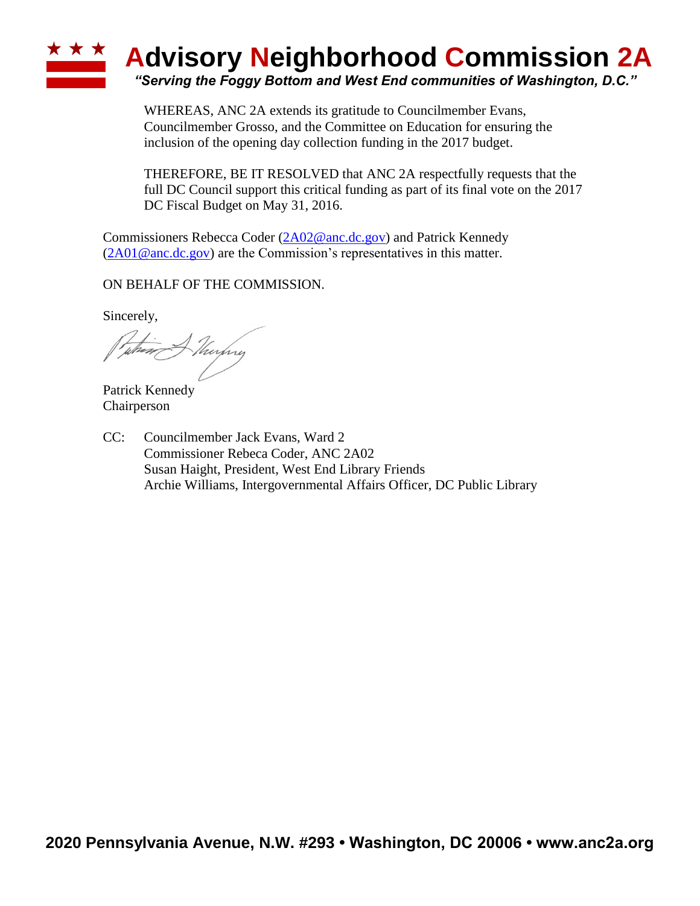WHEREAS, ANC 2A extends its gratitude to Councilmember Evans, Councilmember Grosso, and the Committee on Education for ensuring the inclusion of the opening day collection funding in the 2017 budget.

THEREFORE, BE IT RESOLVED that ANC 2A respectfully requests that the full DC Council support this critical funding as part of its final vote on the 2017 DC Fiscal Budget on May 31, 2016.

Commissioners Rebecca Coder (2A02@anc.dc.gov) and Patrick Kennedy (2A01@anc.dc.gov) are the Commission's representatives in this matter.

ON BEHALF OF THE COMMISSION.

Sincerely,

Patrick Kennedy
Chairperson

CC: Councilmember Jack Evans, Ward 2
Commissioner Rebeca Coder, ANC 2A02
Susan Haight, President, West End Library Friends
Archie Williams, Intergovernmental Affairs Officer, DC Public Library